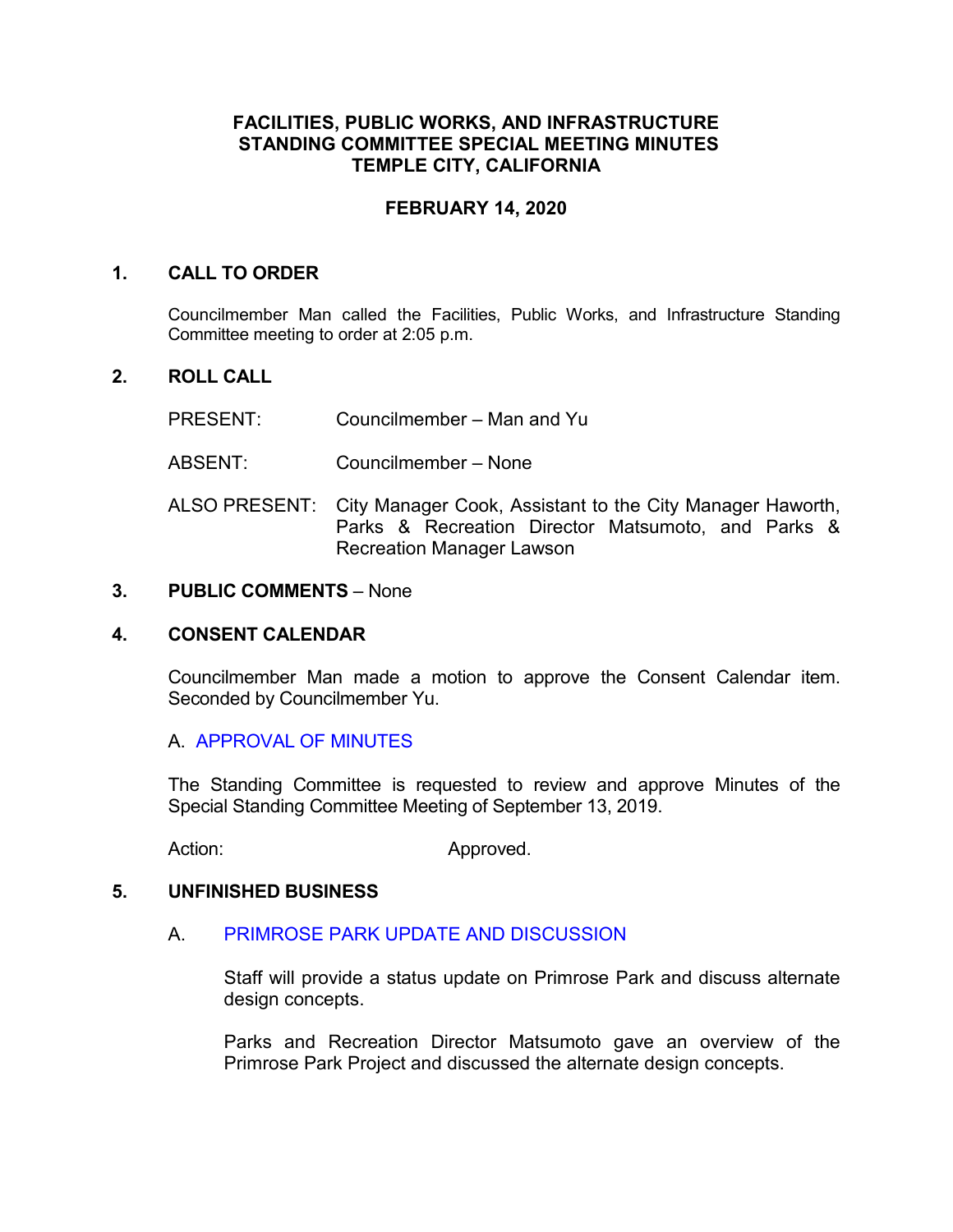# FACILITIES, PUBLIC WORKS, AND INFRASTRUCTURE STANDING COMMITTEE SPECIAL MEETING MINUTES TEMPLE CITY, CALIFORNIA

## FEBRUARY 14, 2020

## 1. CALL TO ORDER

Councilmember Man called the Facilities, Public Works, and Infrastructure Standing Committee meeting to order at 2:05 p.m.

## 2. ROLL CALL

PRESENT: Councilmember – Man and Yu

ABSENT: Councilmember – None

ALSO PRESENT: City Manager Cook, Assistant to the City Manager Haworth, Parks & Recreation Director Matsumoto, and Parks & Recreation Manager Lawson

## 3. PUBLIC COMMENTS – None

## 4. CONSENT CALENDAR

Councilmember Man made a motion to approve the Consent Calendar item. Seconded by Councilmember Yu.

A. APPROVAL OF MINUTES

The Standing Committee is requested to review and approve Minutes of the Special Standing Committee Meeting of September 13, 2019.

Action: Approved.

## 5. UNFINISHED BUSINESS

A. PRIMROSE PARK UPDATE AND DISCUSSION

Staff will provide a status update on Primrose Park and discuss alternate design concepts.

Parks and Recreation Director Matsumoto gave an overview of the Primrose Park Project and discussed the alternate design concepts.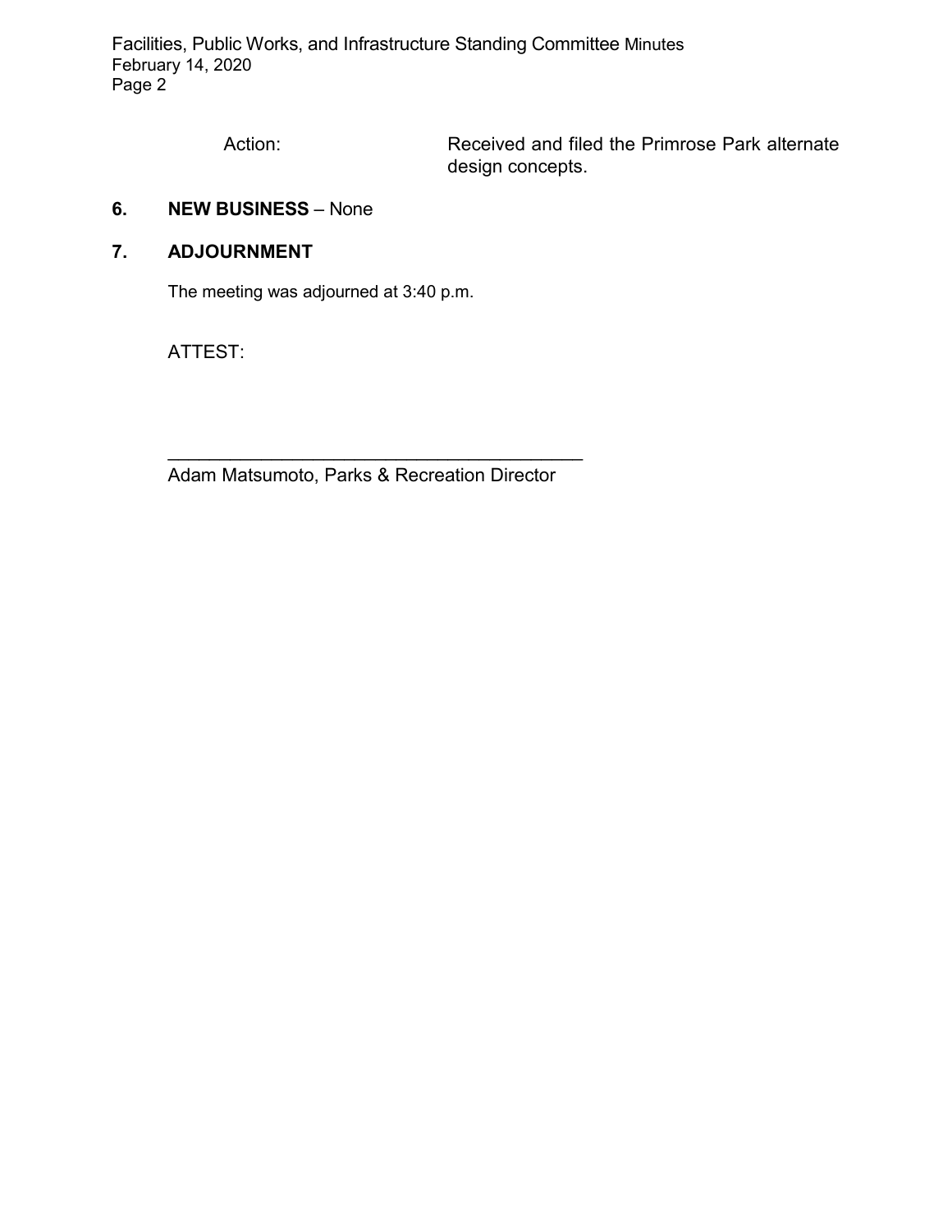Action: Received and filed the Primrose Park alternate design concepts.

## 6. NEW BUSINESS – None

## 7. ADJOURNMENT

The meeting was adjourned at 3:40 p.m.

ATTEST:

\_\_\_\_\_\_\_\_\_\_\_\_\_\_\_\_\_\_\_\_\_\_\_\_\_\_\_\_\_\_\_\_\_\_\_\_\_\_\_\_

Adam Matsumoto, Parks & Recreation Director